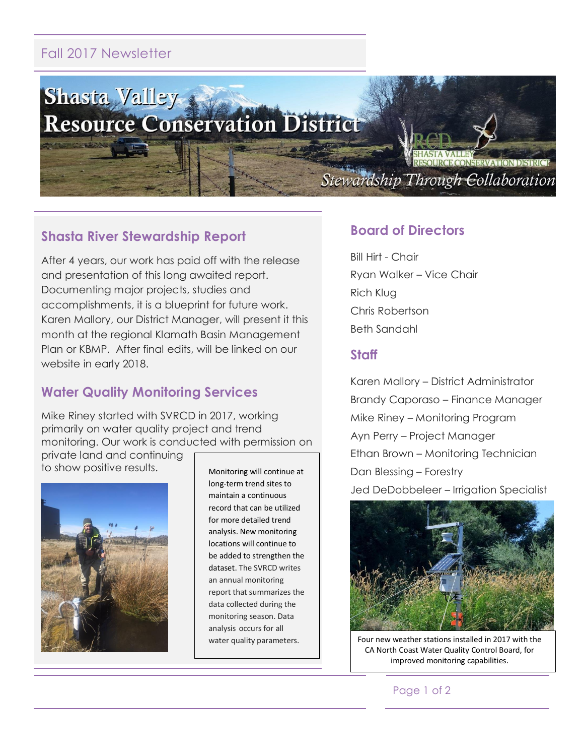Fall 2017 Newsletter

# Shasta Valley Resource Conservation District

*Stewardship Through Collaboration*

## Shasta River Stewardship Report

After 4 years, our work has paid off with the release and presentation of this long awaited report. Documenting major projects, studies and accomplishments, it is a blueprint for future work. Karen Mallory, our District Manager, will present it this month at the regional Klamath Basin Management Plan or KBMP. After final edits, will be linked on our website in early 2018.

## Water Quality Monitoring Services

Mike Riney started with SVRCD in 2017, working primarily on water quality project and trend monitoring. Our work is conducted with permission on private land and continuing to show positive results.

Monitoring will continue at long-term trend sites to maintain a continuous record that can be utilized for more detailed trend analysis. New monitoring locations will continue to be added to strengthen the dataset. The SVRCD writes an annual monitoring report that summarizes the data collected during the monitoring season. Data analysis occurs for all water quality parameters.

## Board of Directors

Bill Hirt - Chair
Ryan Walker – Vice Chair
Rich Klug
Chris Robertson
Beth Sandahl

## Staff

Karen Mallory – District Administrator
Brandy Caporaso – Finance Manager
Mike Riney – Monitoring Program
Ayn Perry – Project Manager
Ethan Brown – Monitoring Technician
Dan Blessing – Forestry
Jed DeDobbeleer – Irrigation Specialist

Four new weather stations installed in 2017 with the CA North Coast Water Quality Control Board, for improved monitoring capabilities.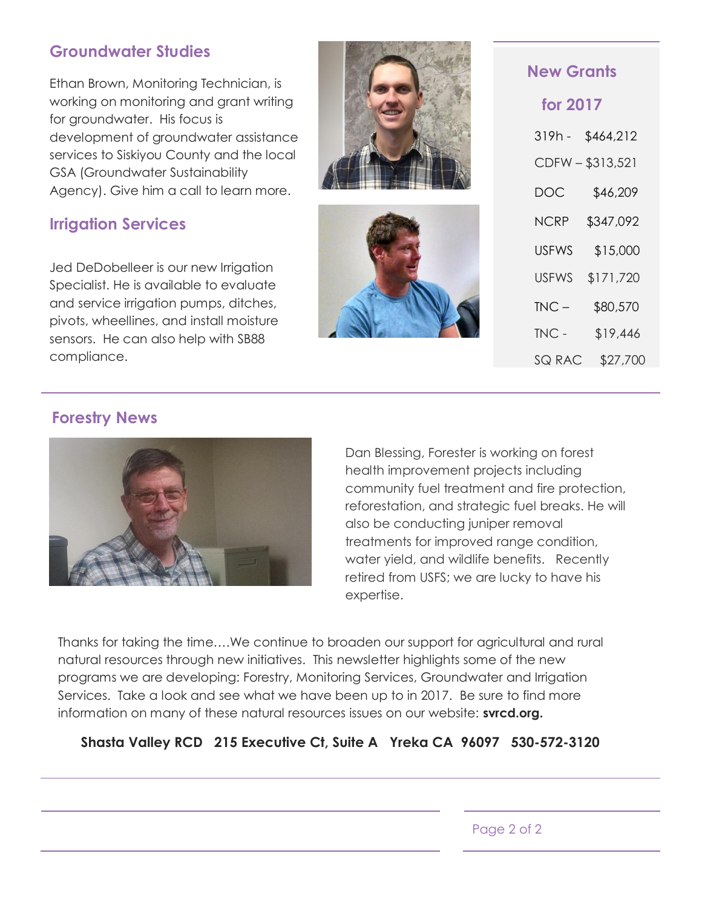## Groundwater Studies

Ethan Brown, Monitoring Technician, is working on monitoring and grant writing for groundwater. His focus is development of groundwater assistance services to Siskiyou County and the local GSA (Groundwater Sustainability Agency). Give him a call to learn more.

## Irrigation Services

Jed DeDobelleer is our new Irrigation Specialist. He is available to evaluate and service irrigation pumps, ditches, pivots, wheellines, and install moisture sensors. He can also help with SB88 compliance.

## New Grants for 2017

| | |
|---|---|
| 319h - | $464,212 |
| CDFW – | $313,521 |
| DOC | $46,209 |
| NCRP | $347,092 |
| USFWS | $15,000 |
| USFWS | $171,720 |
| TNC – | $80,570 |
| TNC - | $19,446 |
| SQ RAC | $27,700 |

## Forestry News

Dan Blessing, Forester is working on forest health improvement projects including community fuel treatment and fire protection, reforestation, and strategic fuel breaks. He will also be conducting juniper removal treatments for improved range condition, water yield, and wildlife benefits. Recently retired from USFS; we are lucky to have his expertise.

Thanks for taking the time….We continue to broaden our support for agricultural and rural natural resources through new initiatives. This newsletter highlights some of the new programs we are developing: Forestry, Monitoring Services, Groundwater and Irrigation Services. Take a look and see what we have been up to in 2017. Be sure to find more information on many of these natural resources issues on our website: **svrcd.org.**

**Shasta Valley RCD 215 Executive Ct, Suite A Yreka CA 96097 530-572-3120**